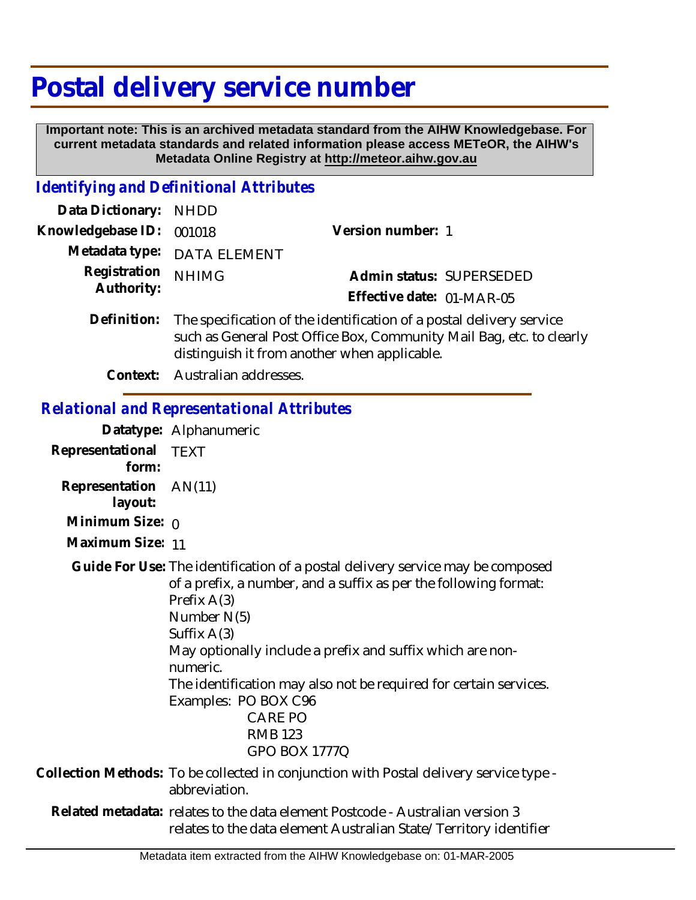# Postal delivery service number

**Important note: This is an archived metadata standard from the AIHW Knowledgebase. For current metadata standards and related information please access METeOR, the AIHW's Metadata Online Registry at http://meteor.aihw.gov.au**

## *Identifying and Definitional Attributes*

**Data Dictionary:** NHDD

**Knowledgebase ID:** 001018

**Version number:** 1

**Metadata type:** DATA ELEMENT

**Registration Authority:** NHIMG

**Admin status:** SUPERSEDED

**Effective date:** 01-MAR-05

**Definition:** The specification of the identification of a postal delivery service such as General Post Office Box, Community Mail Bag, etc. to clearly distinguish it from another when applicable.

**Context:** Australian addresses.

## *Relational and Representational Attributes*

**Datatype:** Alphanumeric

**Representational form:** TEXT

**Representation layout:** AN(11)

**Minimum Size:** 0

**Maximum Size:** 11

**Guide For Use:** The identification of a postal delivery service may be composed of a prefix, a number, and a suffix as per the following format:
Prefix A(3)
Number N(5)
Suffix A(3)
May optionally include a prefix and suffix which are non-numeric.
The identification may also not be required for certain services.
Examples: PO BOX C96
CARE PO
RMB 123
GPO BOX 1777Q

**Collection Methods:** To be collected in conjunction with Postal delivery service type - abbreviation.

**Related metadata:** relates to the data element Postcode - Australian version 3
relates to the data element Australian State/Territory identifier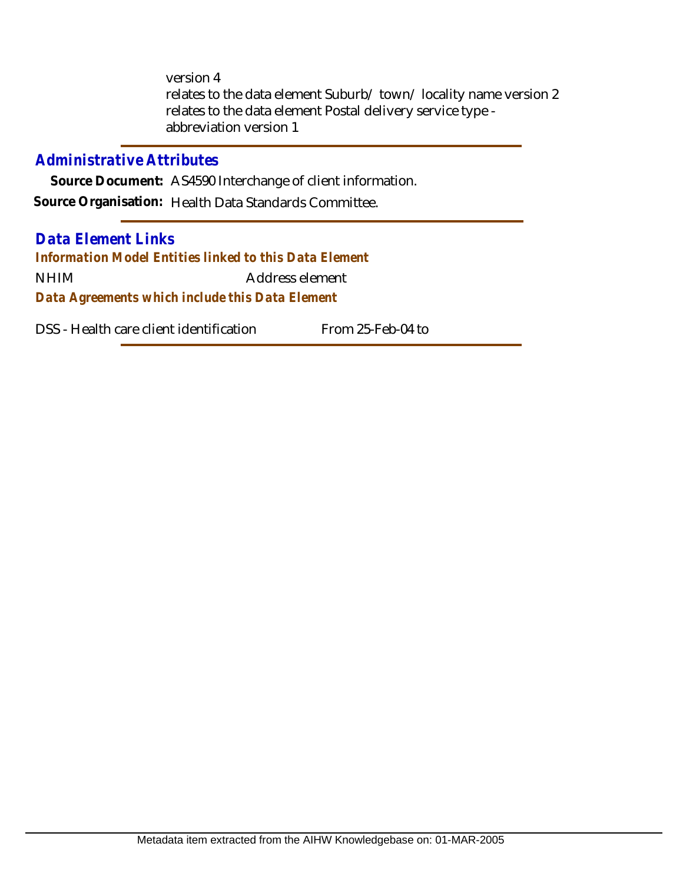version 4
relates to the data element Suburb/ town/ locality name version 2
relates to the data element Postal delivery service type - abbreviation version 1

## Administrative Attributes

**Source Document:** AS4590 Interchange of client information.

**Source Organisation:** Health Data Standards Committee.

## Data Element Links

### *Information Model Entities linked to this Data Element*

NHIM Address element

### *Data Agreements which include this Data Element*

DSS - Health care client identification From 25-Feb-04 to